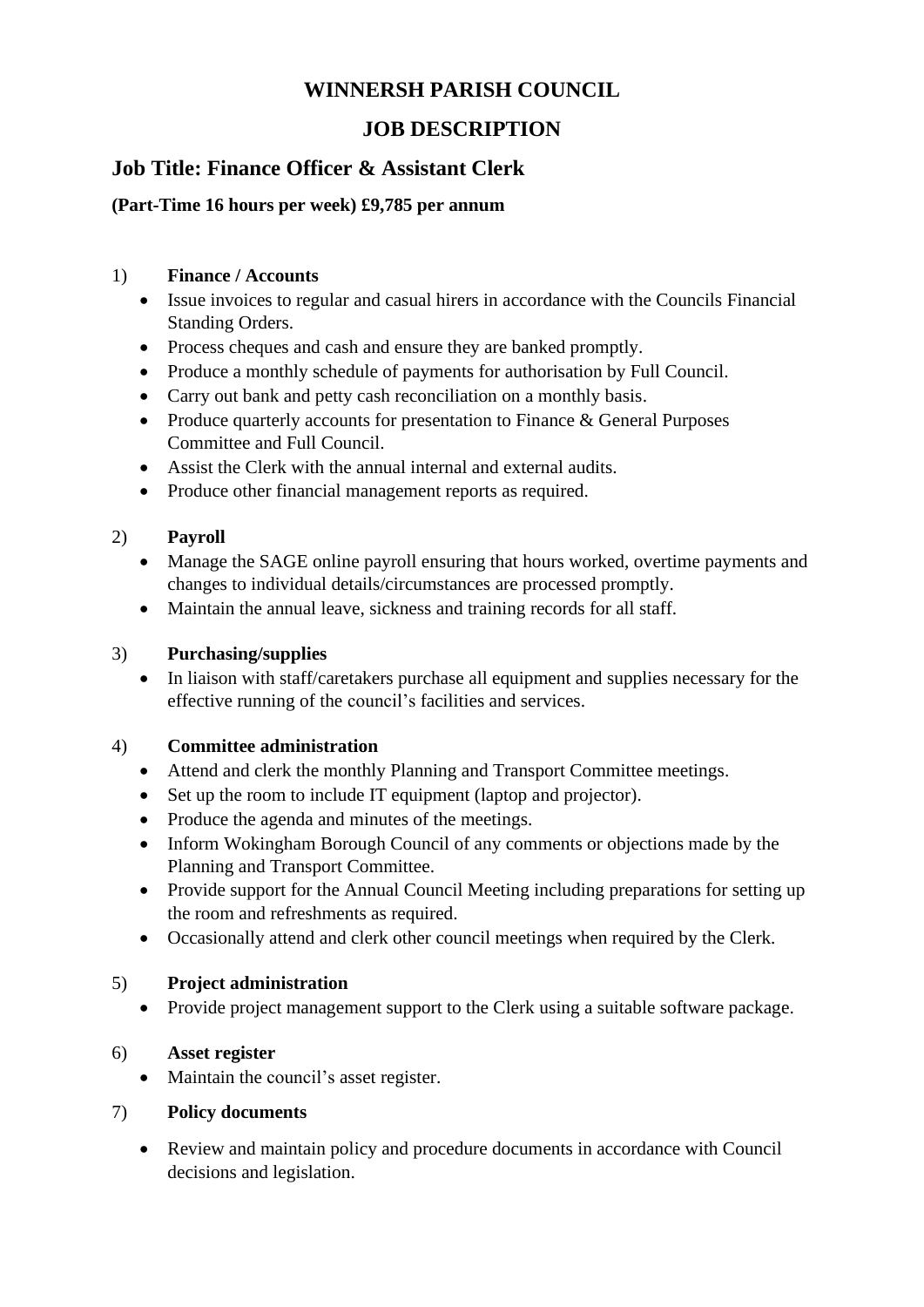# WINNERSH PARISH COUNCIL

# JOB DESCRIPTION

## Job Title: Finance Officer & Assistant Clerk

**(Part-Time 16 hours per week) £9,785 per annum**

1) **Finance / Accounts**
   - Issue invoices to regular and casual hirers in accordance with the Councils Financial Standing Orders.
   - Process cheques and cash and ensure they are banked promptly.
   - Produce a monthly schedule of payments for authorisation by Full Council.
   - Carry out bank and petty cash reconciliation on a monthly basis.
   - Produce quarterly accounts for presentation to Finance & General Purposes Committee and Full Council.
   - Assist the Clerk with the annual internal and external audits.
   - Produce other financial management reports as required.

2) **Payroll**
   - Manage the SAGE online payroll ensuring that hours worked, overtime payments and changes to individual details/circumstances are processed promptly.
   - Maintain the annual leave, sickness and training records for all staff.

3) **Purchasing/supplies**
   - In liaison with staff/caretakers purchase all equipment and supplies necessary for the effective running of the council's facilities and services.

4) **Committee administration**
   - Attend and clerk the monthly Planning and Transport Committee meetings.
   - Set up the room to include IT equipment (laptop and projector).
   - Produce the agenda and minutes of the meetings.
   - Inform Wokingham Borough Council of any comments or objections made by the Planning and Transport Committee.
   - Provide support for the Annual Council Meeting including preparations for setting up the room and refreshments as required.
   - Occasionally attend and clerk other council meetings when required by the Clerk.

5) **Project administration**
   - Provide project management support to the Clerk using a suitable software package.

6) **Asset register**
   - Maintain the council's asset register.

7) **Policy documents**
   - Review and maintain policy and procedure documents in accordance with Council decisions and legislation.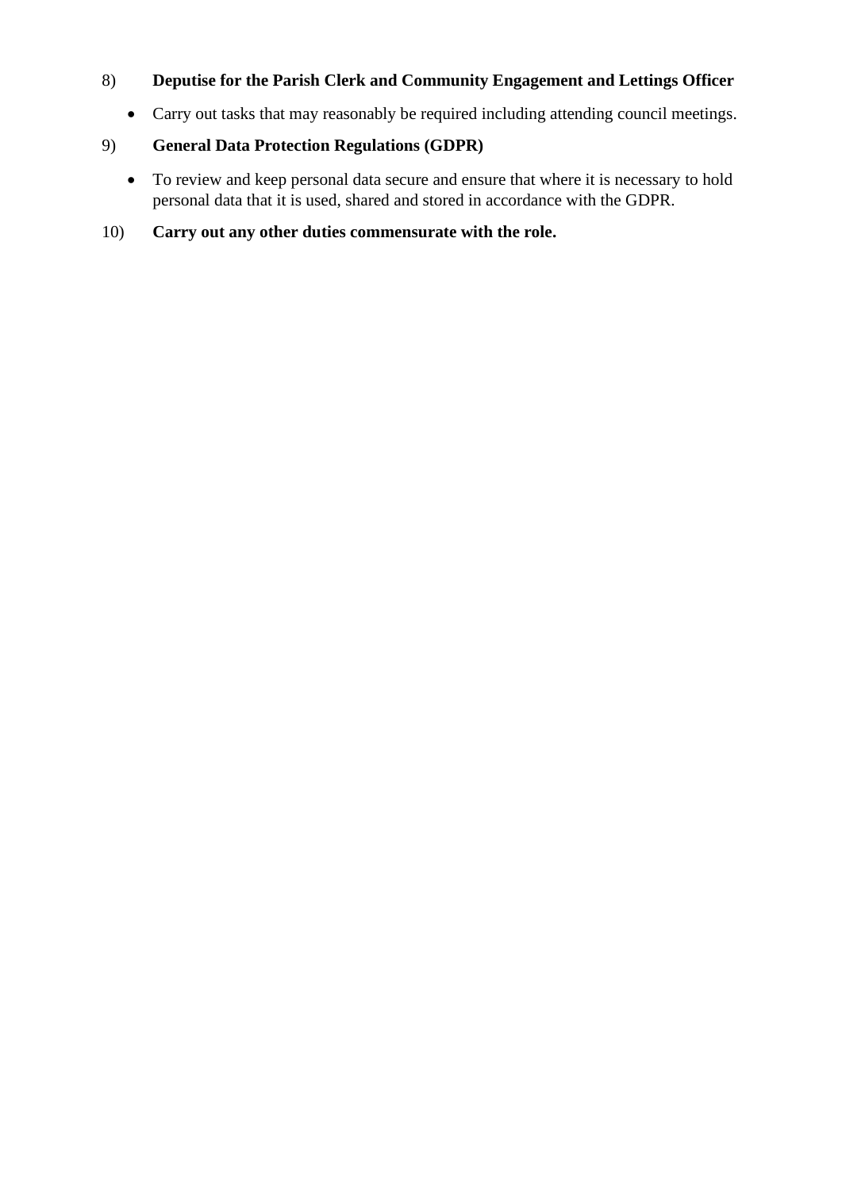8) **Deputise for the Parish Clerk and Community Engagement and Lettings Officer**

- Carry out tasks that may reasonably be required including attending council meetings.

9) **General Data Protection Regulations (GDPR)**

- To review and keep personal data secure and ensure that where it is necessary to hold personal data that it is used, shared and stored in accordance with the GDPR.

10) **Carry out any other duties commensurate with the role.**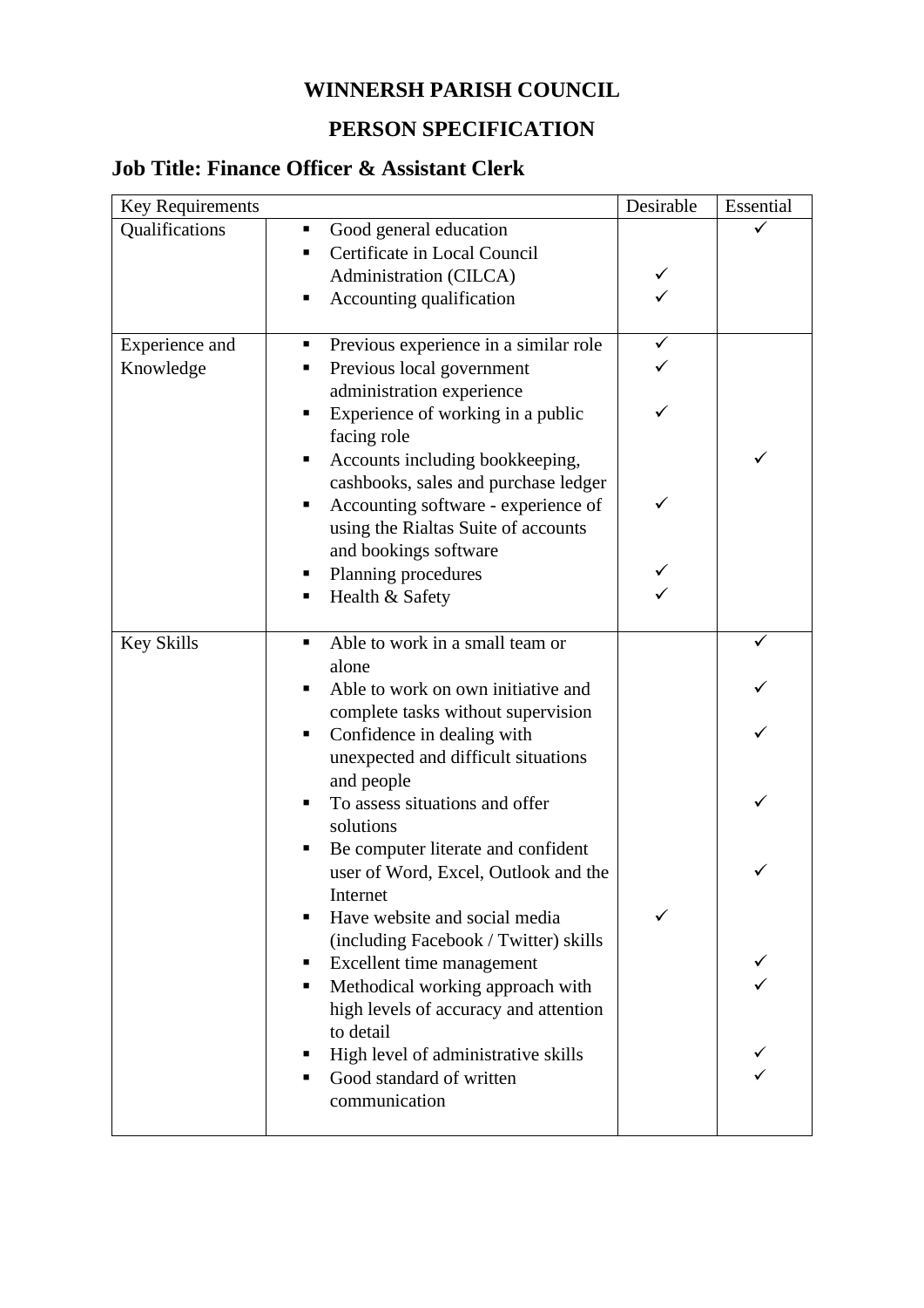# WINNERSH PARISH COUNCIL

## PERSON SPECIFICATION

### Job Title: Finance Officer & Assistant Clerk

| Key Requirements | | Desirable | Essential |
|---|---|---|---|
| Qualifications | ▪ Good general education | | ✓ |
| | ▪ Certificate in Local Council Administration (CILCA) | ✓ | |
| | ▪ Accounting qualification | ✓ | |
| Experience and Knowledge | ▪ Previous experience in a similar role | ✓ | |
| | ▪ Previous local government administration experience | ✓ | |
| | ▪ Experience of working in a public facing role | ✓ | |
| | ▪ Accounts including bookkeeping, cashbooks, sales and purchase ledger | | ✓ |
| | ▪ Accounting software - experience of using the Rialtas Suite of accounts and bookings software | ✓ | |
| | ▪ Planning procedures | ✓ | |
| | ▪ Health & Safety | ✓ | |
| Key Skills | ▪ Able to work in a small team or alone | | ✓ |
| | ▪ Able to work on own initiative and complete tasks without supervision | | ✓ |
| | ▪ Confidence in dealing with unexpected and difficult situations and people | | ✓ |
| | ▪ To assess situations and offer solutions | | ✓ |
| | ▪ Be computer literate and confident user of Word, Excel, Outlook and the Internet | | ✓ |
| | ▪ Have website and social media (including Facebook / Twitter) skills | ✓ | |
| | ▪ Excellent time management | | ✓ |
| | ▪ Methodical working approach with high levels of accuracy and attention to detail | | ✓ |
| | ▪ High level of administrative skills | | ✓ |
| | ▪ Good standard of written communication | | ✓ |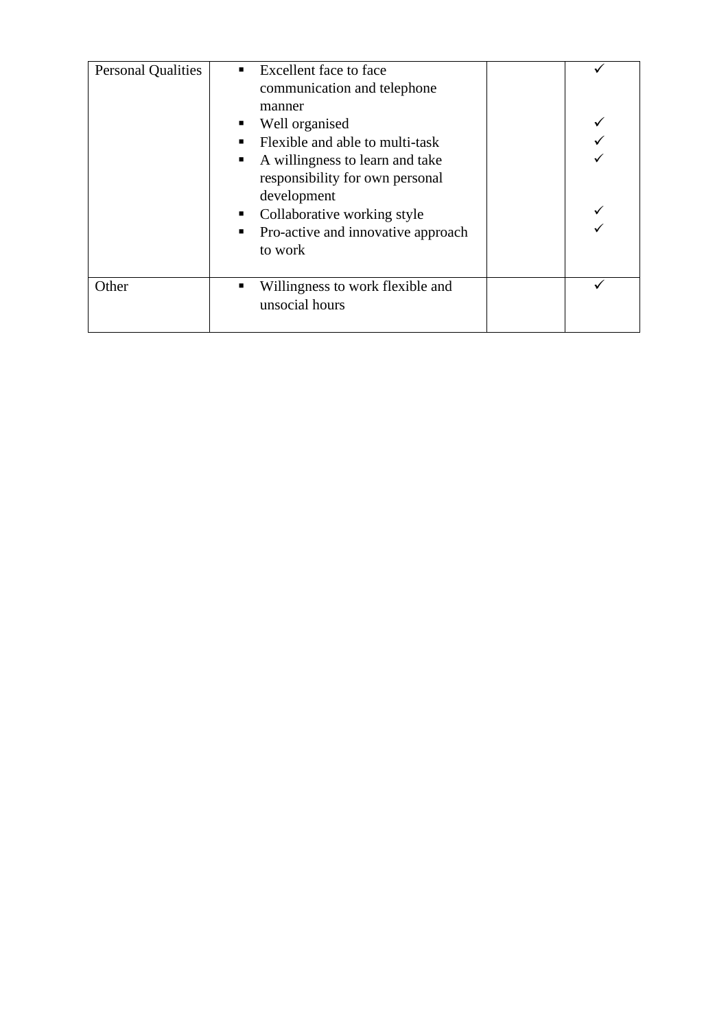| | | | |
|---|---|---|---|
| Personal Qualities | ▪ Excellent face to face communication and telephone manner<br>▪ Well organised<br>▪ Flexible and able to multi-task<br>▪ A willingness to learn and take responsibility for own personal development<br>▪ Collaborative working style<br>▪ Pro-active and innovative approach to work | | ✓<br>✓<br>✓<br>✓<br>✓<br>✓ |
| Other | ▪ Willingness to work flexible and unsocial hours | | ✓ |